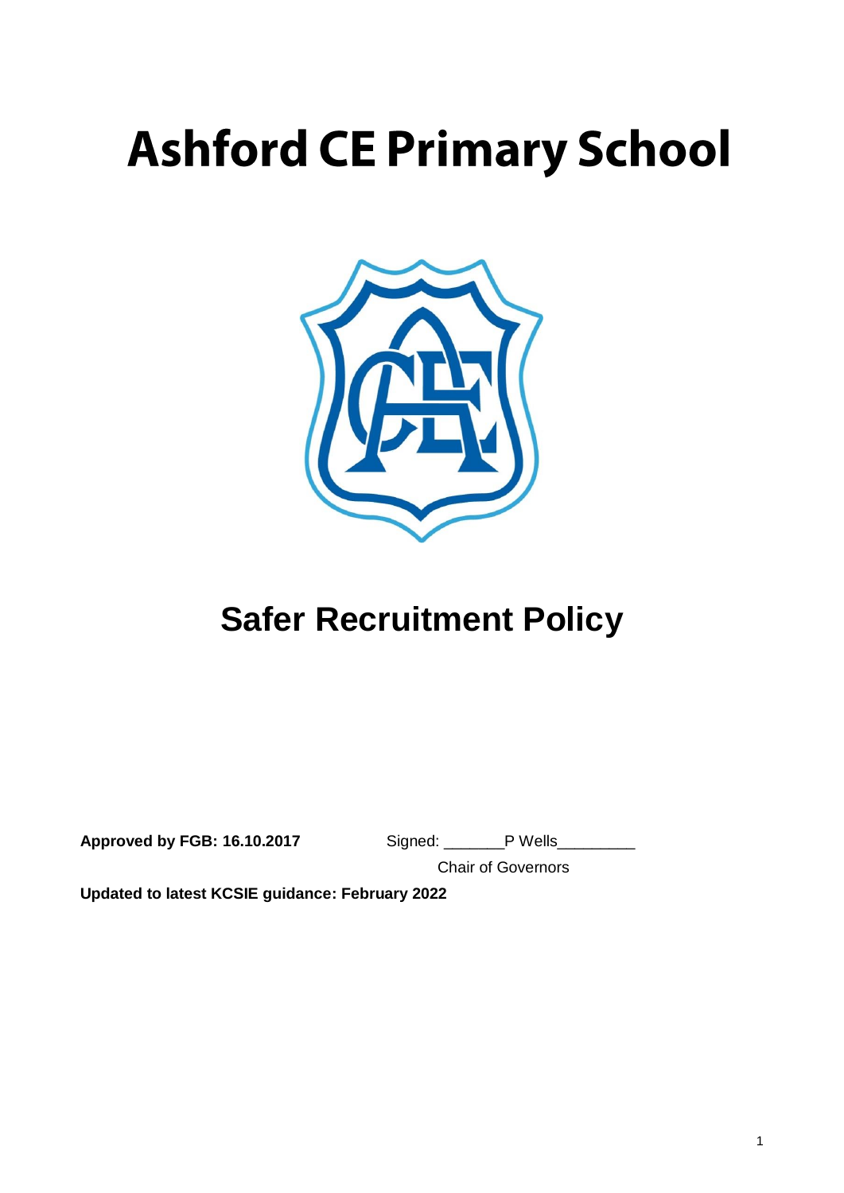# Ashford CE Primary School

## Safer Recruitment Policy

**Approved by FGB: 16.10.2017** Signed: _______P Wells_________

Chair of Governors

**Updated to latest KCSIE guidance: February 2022**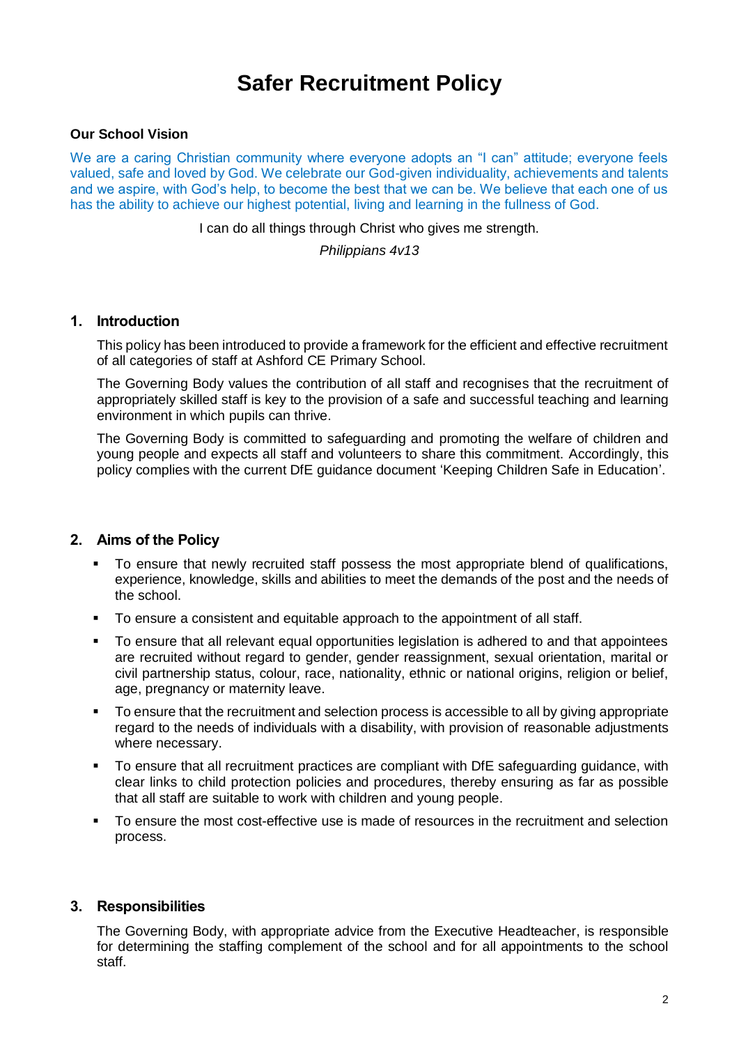# Safer Recruitment Policy

**Our School Vision**

We are a caring Christian community where everyone adopts an "I can" attitude; everyone feels valued, safe and loved by God. We celebrate our God-given individuality, achievements and talents and we aspire, with God's help, to become the best that we can be. We believe that each one of us has the ability to achieve our highest potential, living and learning in the fullness of God.

I can do all things through Christ who gives me strength.

*Philippians 4v13*

## 1. Introduction

This policy has been introduced to provide a framework for the efficient and effective recruitment of all categories of staff at Ashford CE Primary School.

The Governing Body values the contribution of all staff and recognises that the recruitment of appropriately skilled staff is key to the provision of a safe and successful teaching and learning environment in which pupils can thrive.

The Governing Body is committed to safeguarding and promoting the welfare of children and young people and expects all staff and volunteers to share this commitment. Accordingly, this policy complies with the current DfE guidance document 'Keeping Children Safe in Education'.

## 2. Aims of the Policy

- To ensure that newly recruited staff possess the most appropriate blend of qualifications, experience, knowledge, skills and abilities to meet the demands of the post and the needs of the school.
- To ensure a consistent and equitable approach to the appointment of all staff.
- To ensure that all relevant equal opportunities legislation is adhered to and that appointees are recruited without regard to gender, gender reassignment, sexual orientation, marital or civil partnership status, colour, race, nationality, ethnic or national origins, religion or belief, age, pregnancy or maternity leave.
- To ensure that the recruitment and selection process is accessible to all by giving appropriate regard to the needs of individuals with a disability, with provision of reasonable adjustments where necessary.
- To ensure that all recruitment practices are compliant with DfE safeguarding guidance, with clear links to child protection policies and procedures, thereby ensuring as far as possible that all staff are suitable to work with children and young people.
- To ensure the most cost-effective use is made of resources in the recruitment and selection process.

## 3. Responsibilities

The Governing Body, with appropriate advice from the Executive Headteacher, is responsible for determining the staffing complement of the school and for all appointments to the school staff.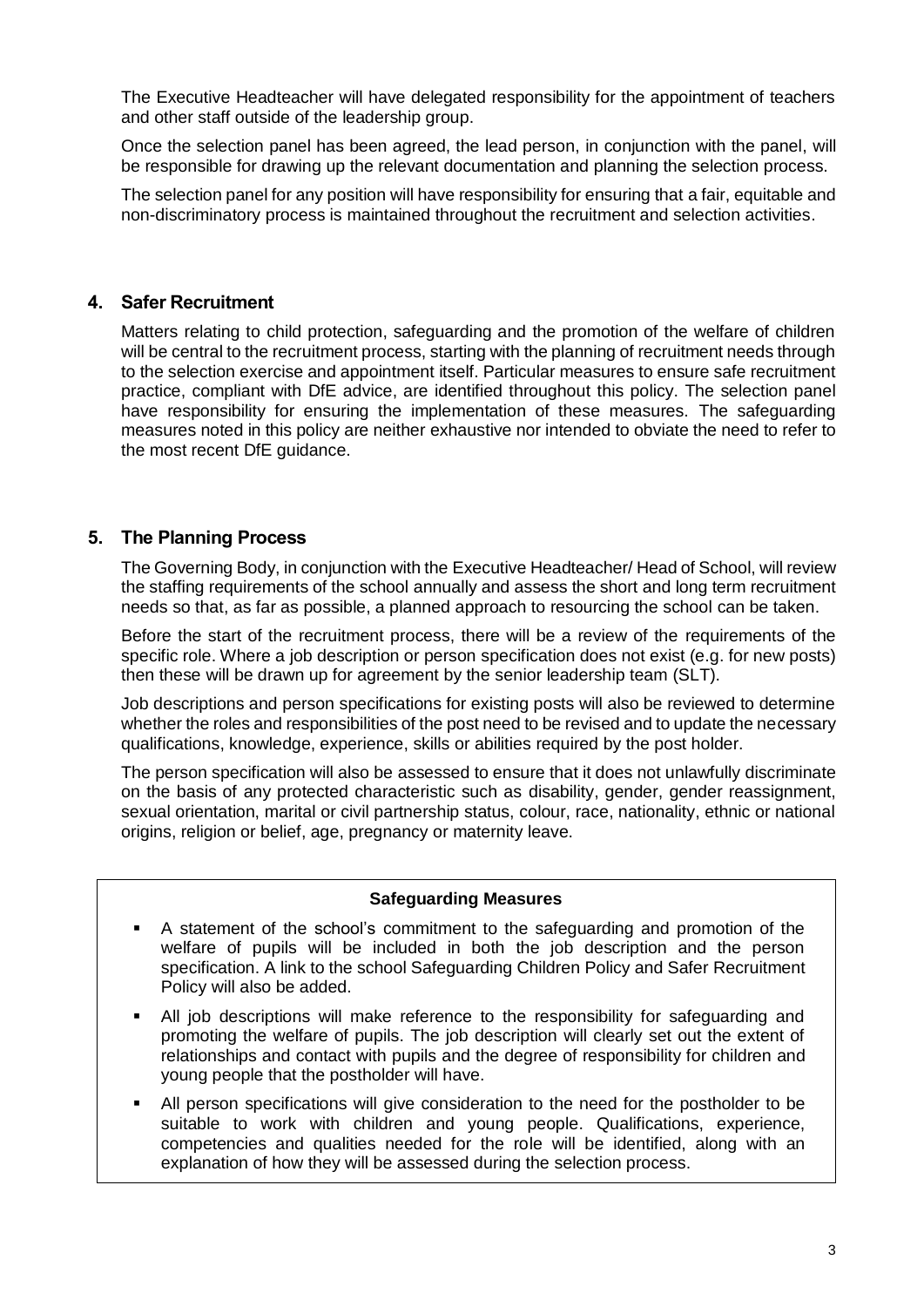The Executive Headteacher will have delegated responsibility for the appointment of teachers and other staff outside of the leadership group.

Once the selection panel has been agreed, the lead person, in conjunction with the panel, will be responsible for drawing up the relevant documentation and planning the selection process.

The selection panel for any position will have responsibility for ensuring that a fair, equitable and non-discriminatory process is maintained throughout the recruitment and selection activities.

## 4. Safer Recruitment

Matters relating to child protection, safeguarding and the promotion of the welfare of children will be central to the recruitment process, starting with the planning of recruitment needs through to the selection exercise and appointment itself. Particular measures to ensure safe recruitment practice, compliant with DfE advice, are identified throughout this policy. The selection panel have responsibility for ensuring the implementation of these measures. The safeguarding measures noted in this policy are neither exhaustive nor intended to obviate the need to refer to the most recent DfE guidance.

## 5. The Planning Process

The Governing Body, in conjunction with the Executive Headteacher/ Head of School, will review the staffing requirements of the school annually and assess the short and long term recruitment needs so that, as far as possible, a planned approach to resourcing the school can be taken.

Before the start of the recruitment process, there will be a review of the requirements of the specific role. Where a job description or person specification does not exist (e.g. for new posts) then these will be drawn up for agreement by the senior leadership team (SLT).

Job descriptions and person specifications for existing posts will also be reviewed to determine whether the roles and responsibilities of the post need to be revised and to update the necessary qualifications, knowledge, experience, skills or abilities required by the post holder.

The person specification will also be assessed to ensure that it does not unlawfully discriminate on the basis of any protected characteristic such as disability, gender, gender reassignment, sexual orientation, marital or civil partnership status, colour, race, nationality, ethnic or national origins, religion or belief, age, pregnancy or maternity leave.

**Safeguarding Measures**

- A statement of the school's commitment to the safeguarding and promotion of the welfare of pupils will be included in both the job description and the person specification. A link to the school Safeguarding Children Policy and Safer Recruitment Policy will also be added.
- All job descriptions will make reference to the responsibility for safeguarding and promoting the welfare of pupils. The job description will clearly set out the extent of relationships and contact with pupils and the degree of responsibility for children and young people that the postholder will have.
- All person specifications will give consideration to the need for the postholder to be suitable to work with children and young people. Qualifications, experience, competencies and qualities needed for the role will be identified, along with an explanation of how they will be assessed during the selection process.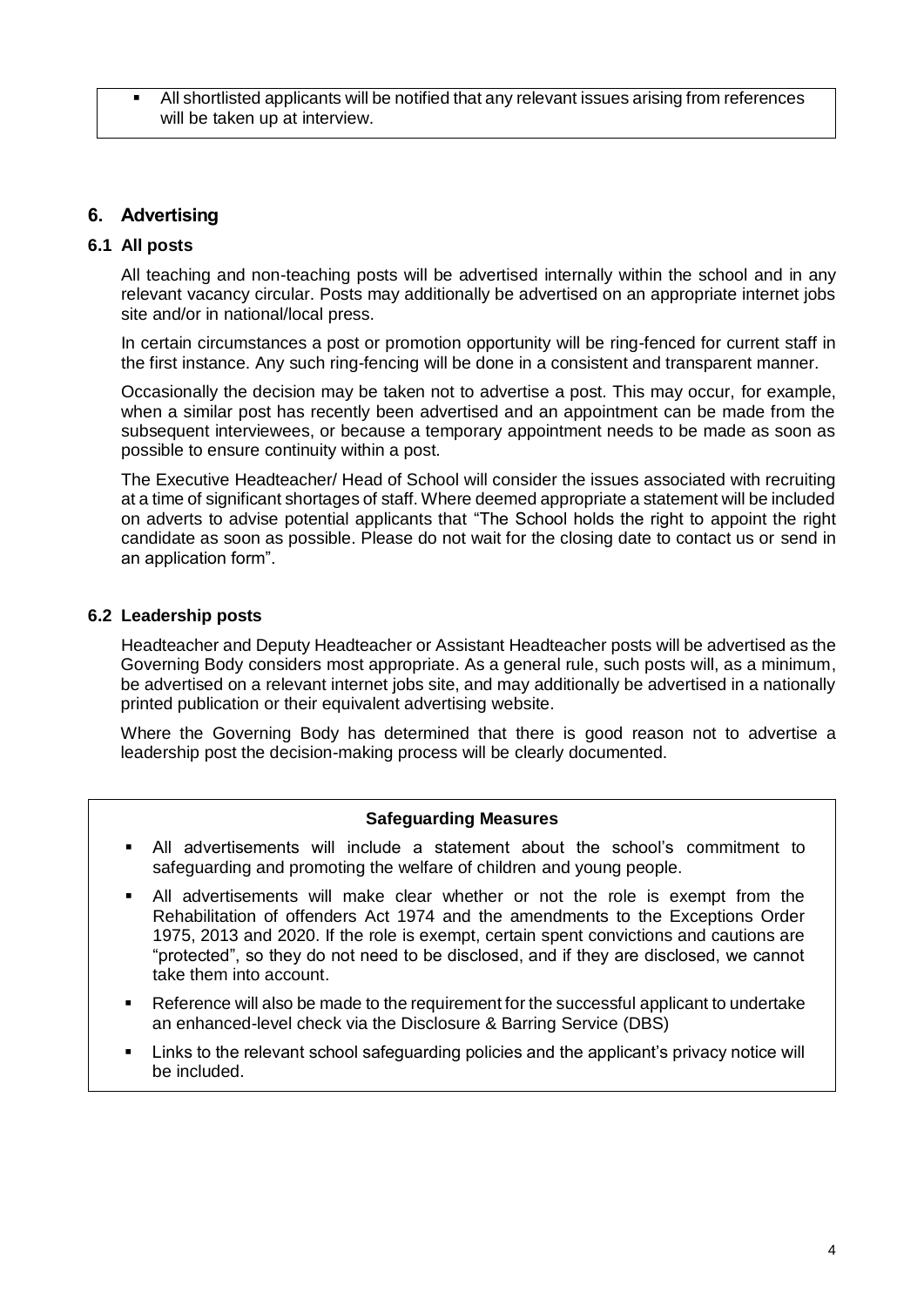- All shortlisted applicants will be notified that any relevant issues arising from references will be taken up at interview.

## 6. Advertising

### 6.1 All posts

All teaching and non-teaching posts will be advertised internally within the school and in any relevant vacancy circular. Posts may additionally be advertised on an appropriate internet jobs site and/or in national/local press.

In certain circumstances a post or promotion opportunity will be ring-fenced for current staff in the first instance. Any such ring-fencing will be done in a consistent and transparent manner.

Occasionally the decision may be taken not to advertise a post. This may occur, for example, when a similar post has recently been advertised and an appointment can be made from the subsequent interviewees, or because a temporary appointment needs to be made as soon as possible to ensure continuity within a post.

The Executive Headteacher/ Head of School will consider the issues associated with recruiting at a time of significant shortages of staff. Where deemed appropriate a statement will be included on adverts to advise potential applicants that "The School holds the right to appoint the right candidate as soon as possible. Please do not wait for the closing date to contact us or send in an application form".

### 6.2 Leadership posts

Headteacher and Deputy Headteacher or Assistant Headteacher posts will be advertised as the Governing Body considers most appropriate. As a general rule, such posts will, as a minimum, be advertised on a relevant internet jobs site, and may additionally be advertised in a nationally printed publication or their equivalent advertising website.

Where the Governing Body has determined that there is good reason not to advertise a leadership post the decision-making process will be clearly documented.

**Safeguarding Measures**

- All advertisements will include a statement about the school's commitment to safeguarding and promoting the welfare of children and young people.
- All advertisements will make clear whether or not the role is exempt from the Rehabilitation of offenders Act 1974 and the amendments to the Exceptions Order 1975, 2013 and 2020. If the role is exempt, certain spent convictions and cautions are "protected", so they do not need to be disclosed, and if they are disclosed, we cannot take them into account.
- Reference will also be made to the requirement for the successful applicant to undertake an enhanced-level check via the Disclosure & Barring Service (DBS)
- Links to the relevant school safeguarding policies and the applicant's privacy notice will be included.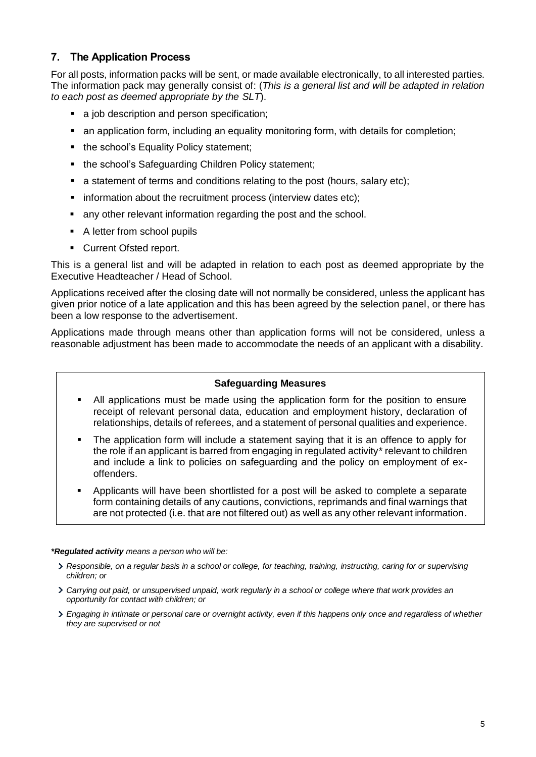## 7. The Application Process

For all posts, information packs will be sent, or made available electronically, to all interested parties. The information pack may generally consist of: (*This is a general list and will be adapted in relation to each post as deemed appropriate by the SLT*).

- a job description and person specification;
- an application form, including an equality monitoring form, with details for completion;
- the school's Equality Policy statement;
- the school's Safeguarding Children Policy statement;
- a statement of terms and conditions relating to the post (hours, salary etc);
- information about the recruitment process (interview dates etc);
- any other relevant information regarding the post and the school.
- A letter from school pupils
- Current Ofsted report.

This is a general list and will be adapted in relation to each post as deemed appropriate by the Executive Headteacher / Head of School.

Applications received after the closing date will not normally be considered, unless the applicant has given prior notice of a late application and this has been agreed by the selection panel, or there has been a low response to the advertisement.

Applications made through means other than application forms will not be considered, unless a reasonable adjustment has been made to accommodate the needs of an applicant with a disability.

**Safeguarding Measures**

- All applications must be made using the application form for the position to ensure receipt of relevant personal data, education and employment history, declaration of relationships, details of referees, and a statement of personal qualities and experience.
- The application form will include a statement saying that it is an offence to apply for the role if an applicant is barred from engaging in regulated activity* relevant to children and include a link to policies on safeguarding and the policy on employment of ex-offenders.
- Applicants will have been shortlisted for a post will be asked to complete a separate form containing details of any cautions, convictions, reprimands and final warnings that are not protected (i.e. that are not filtered out) as well as any other relevant information.

***Regulated activity** *means a person who will be:*

- *Responsible, on a regular basis in a school or college, for teaching, training, instructing, caring for or supervising children; or*
- *Carrying out paid, or unsupervised unpaid, work regularly in a school or college where that work provides an opportunity for contact with children; or*
- *Engaging in intimate or personal care or overnight activity, even if this happens only once and regardless of whether they are supervised or not*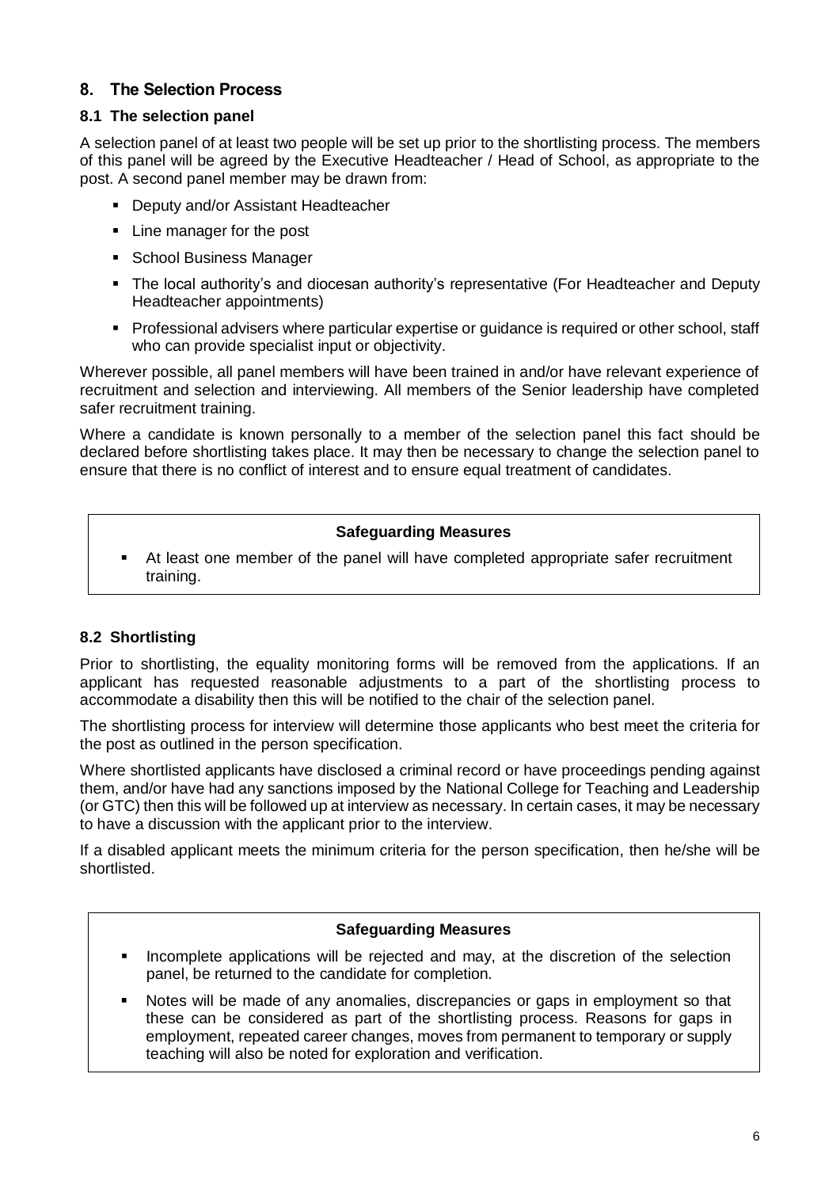## 8. The Selection Process

### 8.1 The selection panel

A selection panel of at least two people will be set up prior to the shortlisting process. The members of this panel will be agreed by the Executive Headteacher / Head of School, as appropriate to the post. A second panel member may be drawn from:

- Deputy and/or Assistant Headteacher
- Line manager for the post
- School Business Manager
- The local authority's and diocesan authority's representative (For Headteacher and Deputy Headteacher appointments)
- Professional advisers where particular expertise or guidance is required or other school, staff who can provide specialist input or objectivity.

Wherever possible, all panel members will have been trained in and/or have relevant experience of recruitment and selection and interviewing. All members of the Senior leadership have completed safer recruitment training.

Where a candidate is known personally to a member of the selection panel this fact should be declared before shortlisting takes place. It may then be necessary to change the selection panel to ensure that there is no conflict of interest and to ensure equal treatment of candidates.

**Safeguarding Measures**

- At least one member of the panel will have completed appropriate safer recruitment training.

### 8.2 Shortlisting

Prior to shortlisting, the equality monitoring forms will be removed from the applications. If an applicant has requested reasonable adjustments to a part of the shortlisting process to accommodate a disability then this will be notified to the chair of the selection panel.

The shortlisting process for interview will determine those applicants who best meet the criteria for the post as outlined in the person specification.

Where shortlisted applicants have disclosed a criminal record or have proceedings pending against them, and/or have had any sanctions imposed by the National College for Teaching and Leadership (or GTC) then this will be followed up at interview as necessary. In certain cases, it may be necessary to have a discussion with the applicant prior to the interview.

If a disabled applicant meets the minimum criteria for the person specification, then he/she will be shortlisted.

**Safeguarding Measures**

- Incomplete applications will be rejected and may, at the discretion of the selection panel, be returned to the candidate for completion.
- Notes will be made of any anomalies, discrepancies or gaps in employment so that these can be considered as part of the shortlisting process. Reasons for gaps in employment, repeated career changes, moves from permanent to temporary or supply teaching will also be noted for exploration and verification.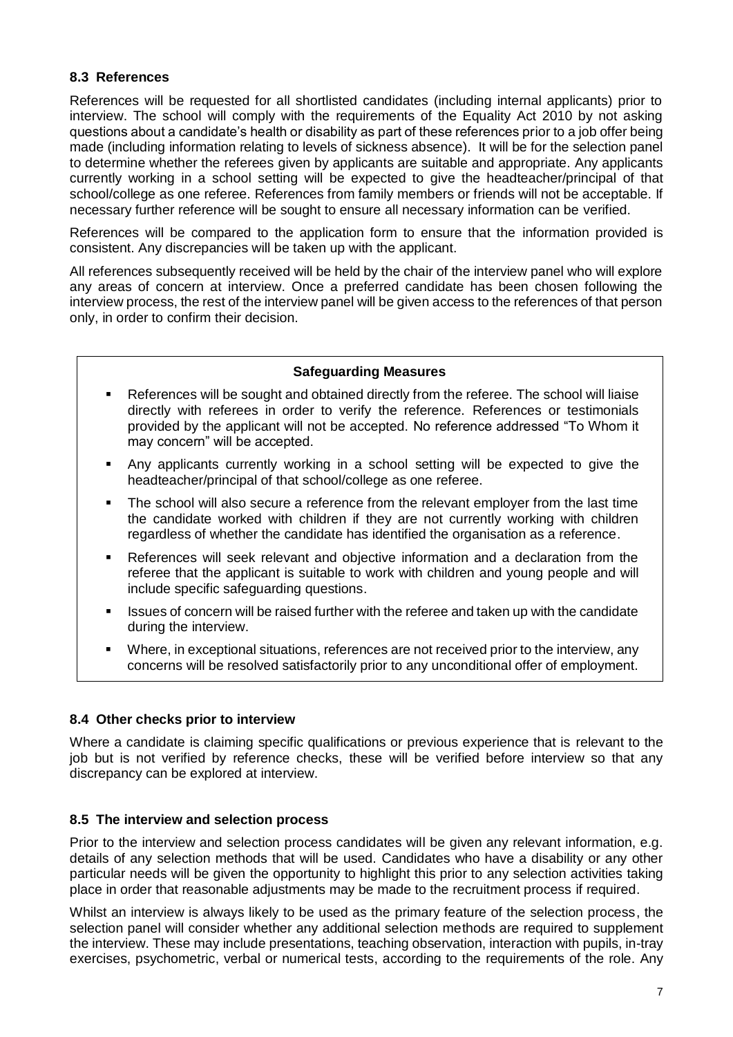### 8.3 References

References will be requested for all shortlisted candidates (including internal applicants) prior to interview. The school will comply with the requirements of the Equality Act 2010 by not asking questions about a candidate's health or disability as part of these references prior to a job offer being made (including information relating to levels of sickness absence). It will be for the selection panel to determine whether the referees given by applicants are suitable and appropriate. Any applicants currently working in a school setting will be expected to give the headteacher/principal of that school/college as one referee. References from family members or friends will not be acceptable. If necessary further reference will be sought to ensure all necessary information can be verified.

References will be compared to the application form to ensure that the information provided is consistent. Any discrepancies will be taken up with the applicant.

All references subsequently received will be held by the chair of the interview panel who will explore any areas of concern at interview. Once a preferred candidate has been chosen following the interview process, the rest of the interview panel will be given access to the references of that person only, in order to confirm their decision.

**Safeguarding Measures**

- References will be sought and obtained directly from the referee. The school will liaise directly with referees in order to verify the reference. References or testimonials provided by the applicant will not be accepted. No reference addressed "To Whom it may concern" will be accepted.
- Any applicants currently working in a school setting will be expected to give the headteacher/principal of that school/college as one referee.
- The school will also secure a reference from the relevant employer from the last time the candidate worked with children if they are not currently working with children regardless of whether the candidate has identified the organisation as a reference.
- References will seek relevant and objective information and a declaration from the referee that the applicant is suitable to work with children and young people and will include specific safeguarding questions.
- Issues of concern will be raised further with the referee and taken up with the candidate during the interview.
- Where, in exceptional situations, references are not received prior to the interview, any concerns will be resolved satisfactorily prior to any unconditional offer of employment.

### 8.4 Other checks prior to interview

Where a candidate is claiming specific qualifications or previous experience that is relevant to the job but is not verified by reference checks, these will be verified before interview so that any discrepancy can be explored at interview.

### 8.5 The interview and selection process

Prior to the interview and selection process candidates will be given any relevant information, e.g. details of any selection methods that will be used. Candidates who have a disability or any other particular needs will be given the opportunity to highlight this prior to any selection activities taking place in order that reasonable adjustments may be made to the recruitment process if required.

Whilst an interview is always likely to be used as the primary feature of the selection process, the selection panel will consider whether any additional selection methods are required to supplement the interview. These may include presentations, teaching observation, interaction with pupils, in-tray exercises, psychometric, verbal or numerical tests, according to the requirements of the role. Any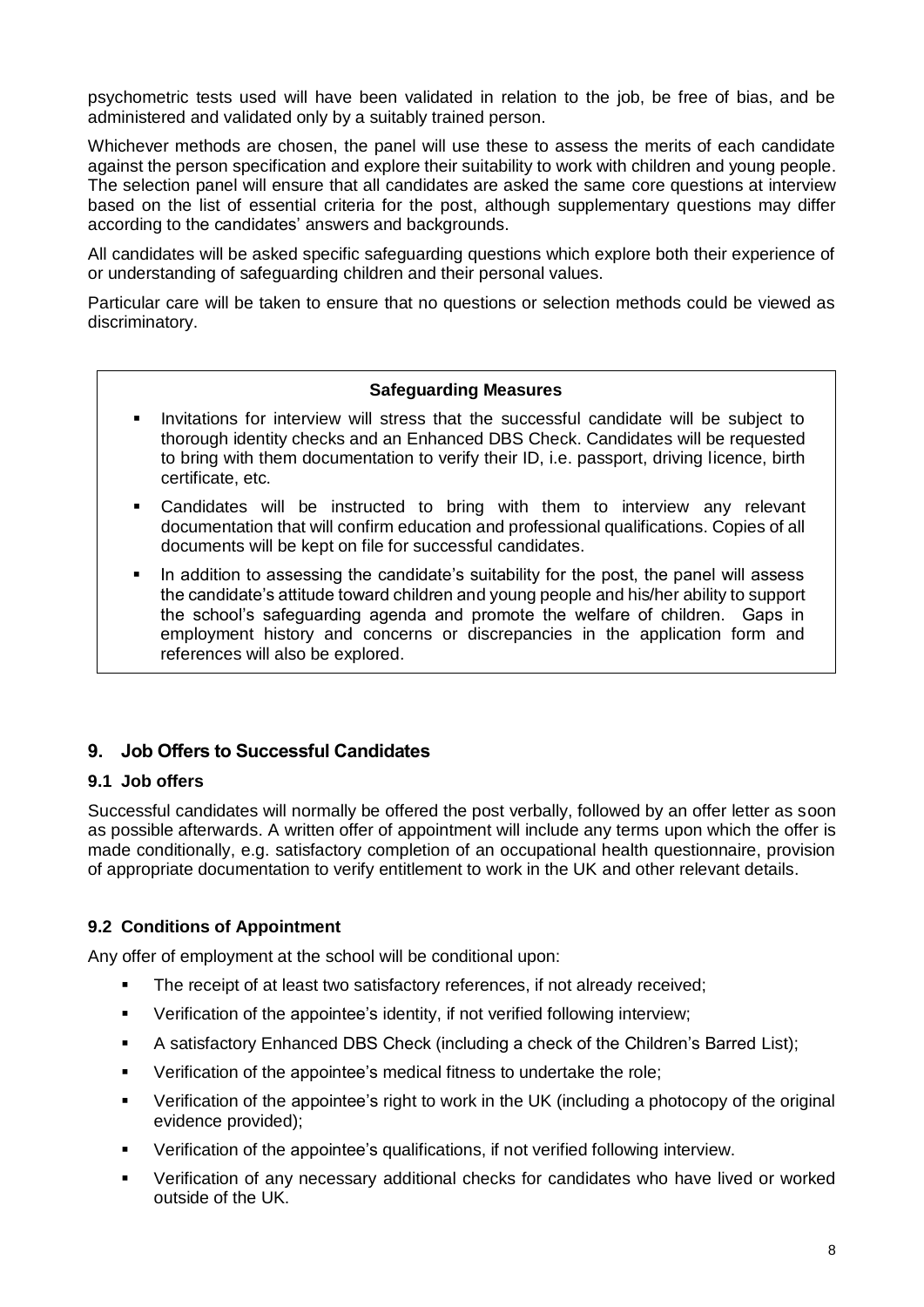psychometric tests used will have been validated in relation to the job, be free of bias, and be administered and validated only by a suitably trained person.

Whichever methods are chosen, the panel will use these to assess the merits of each candidate against the person specification and explore their suitability to work with children and young people. The selection panel will ensure that all candidates are asked the same core questions at interview based on the list of essential criteria for the post, although supplementary questions may differ according to the candidates' answers and backgrounds.

All candidates will be asked specific safeguarding questions which explore both their experience of or understanding of safeguarding children and their personal values.

Particular care will be taken to ensure that no questions or selection methods could be viewed as discriminatory.

**Safeguarding Measures**

- Invitations for interview will stress that the successful candidate will be subject to thorough identity checks and an Enhanced DBS Check. Candidates will be requested to bring with them documentation to verify their ID, i.e. passport, driving licence, birth certificate, etc.
- Candidates will be instructed to bring with them to interview any relevant documentation that will confirm education and professional qualifications. Copies of all documents will be kept on file for successful candidates.
- In addition to assessing the candidate's suitability for the post, the panel will assess the candidate's attitude toward children and young people and his/her ability to support the school's safeguarding agenda and promote the welfare of children. Gaps in employment history and concerns or discrepancies in the application form and references will also be explored.

## 9. Job Offers to Successful Candidates

### 9.1 Job offers

Successful candidates will normally be offered the post verbally, followed by an offer letter as soon as possible afterwards. A written offer of appointment will include any terms upon which the offer is made conditionally, e.g. satisfactory completion of an occupational health questionnaire, provision of appropriate documentation to verify entitlement to work in the UK and other relevant details.

### 9.2 Conditions of Appointment

Any offer of employment at the school will be conditional upon:

- The receipt of at least two satisfactory references, if not already received;
- Verification of the appointee's identity, if not verified following interview;
- A satisfactory Enhanced DBS Check (including a check of the Children's Barred List);
- Verification of the appointee's medical fitness to undertake the role;
- Verification of the appointee's right to work in the UK (including a photocopy of the original evidence provided);
- Verification of the appointee's qualifications, if not verified following interview.
- Verification of any necessary additional checks for candidates who have lived or worked outside of the UK.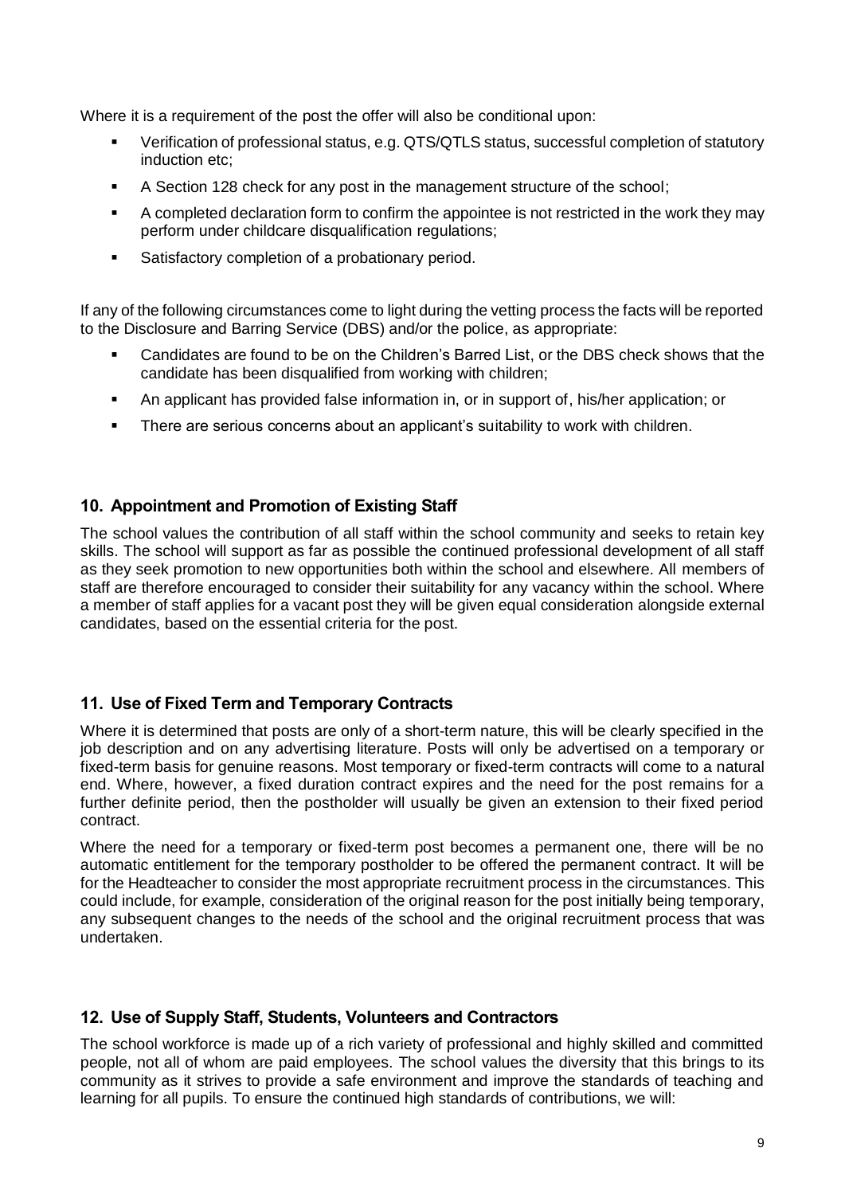Where it is a requirement of the post the offer will also be conditional upon:

- Verification of professional status, e.g. QTS/QTLS status, successful completion of statutory induction etc;
- A Section 128 check for any post in the management structure of the school;
- A completed declaration form to confirm the appointee is not restricted in the work they may perform under childcare disqualification regulations;
- Satisfactory completion of a probationary period.

If any of the following circumstances come to light during the vetting process the facts will be reported to the Disclosure and Barring Service (DBS) and/or the police, as appropriate:

- Candidates are found to be on the Children's Barred List, or the DBS check shows that the candidate has been disqualified from working with children;
- An applicant has provided false information in, or in support of, his/her application; or
- There are serious concerns about an applicant's suitability to work with children.

## 10. Appointment and Promotion of Existing Staff

The school values the contribution of all staff within the school community and seeks to retain key skills. The school will support as far as possible the continued professional development of all staff as they seek promotion to new opportunities both within the school and elsewhere. All members of staff are therefore encouraged to consider their suitability for any vacancy within the school. Where a member of staff applies for a vacant post they will be given equal consideration alongside external candidates, based on the essential criteria for the post.

## 11. Use of Fixed Term and Temporary Contracts

Where it is determined that posts are only of a short-term nature, this will be clearly specified in the job description and on any advertising literature. Posts will only be advertised on a temporary or fixed-term basis for genuine reasons. Most temporary or fixed-term contracts will come to a natural end. Where, however, a fixed duration contract expires and the need for the post remains for a further definite period, then the postholder will usually be given an extension to their fixed period contract.

Where the need for a temporary or fixed-term post becomes a permanent one, there will be no automatic entitlement for the temporary postholder to be offered the permanent contract. It will be for the Headteacher to consider the most appropriate recruitment process in the circumstances. This could include, for example, consideration of the original reason for the post initially being temporary, any subsequent changes to the needs of the school and the original recruitment process that was undertaken.

## 12. Use of Supply Staff, Students, Volunteers and Contractors

The school workforce is made up of a rich variety of professional and highly skilled and committed people, not all of whom are paid employees. The school values the diversity that this brings to its community as it strives to provide a safe environment and improve the standards of teaching and learning for all pupils. To ensure the continued high standards of contributions, we will: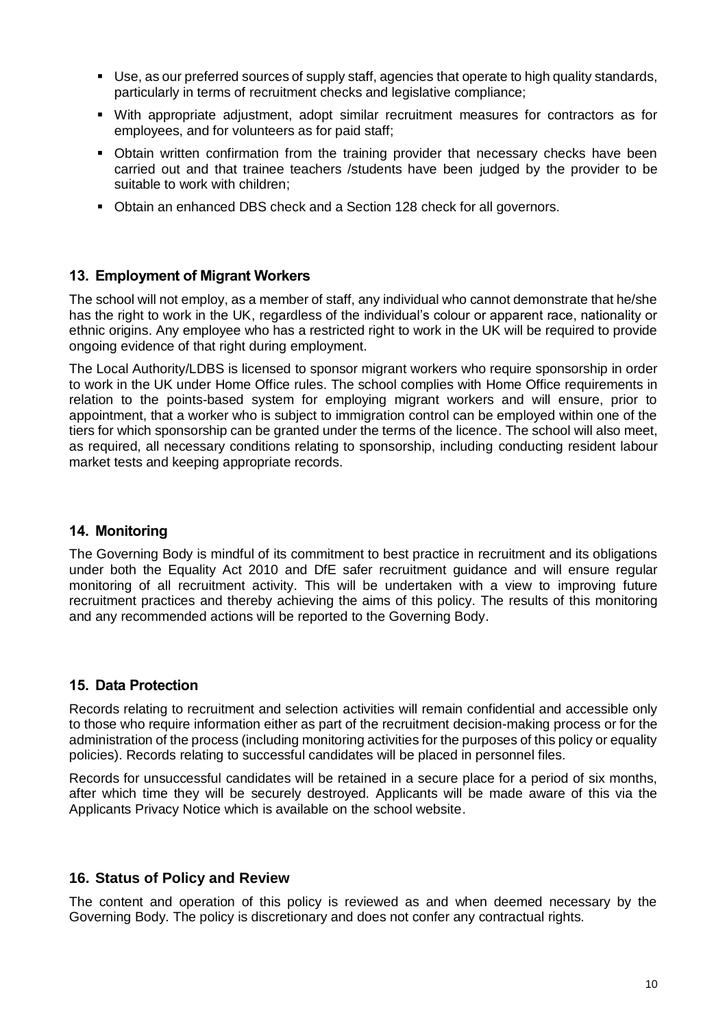- Use, as our preferred sources of supply staff, agencies that operate to high quality standards, particularly in terms of recruitment checks and legislative compliance;
- With appropriate adjustment, adopt similar recruitment measures for contractors as for employees, and for volunteers as for paid staff;
- Obtain written confirmation from the training provider that necessary checks have been carried out and that trainee teachers /students have been judged by the provider to be suitable to work with children;
- Obtain an enhanced DBS check and a Section 128 check for all governors.

## 13. Employment of Migrant Workers

The school will not employ, as a member of staff, any individual who cannot demonstrate that he/she has the right to work in the UK, regardless of the individual's colour or apparent race, nationality or ethnic origins. Any employee who has a restricted right to work in the UK will be required to provide ongoing evidence of that right during employment.

The Local Authority/LDBS is licensed to sponsor migrant workers who require sponsorship in order to work in the UK under Home Office rules. The school complies with Home Office requirements in relation to the points-based system for employing migrant workers and will ensure, prior to appointment, that a worker who is subject to immigration control can be employed within one of the tiers for which sponsorship can be granted under the terms of the licence. The school will also meet, as required, all necessary conditions relating to sponsorship, including conducting resident labour market tests and keeping appropriate records.

## 14. Monitoring

The Governing Body is mindful of its commitment to best practice in recruitment and its obligations under both the Equality Act 2010 and DfE safer recruitment guidance and will ensure regular monitoring of all recruitment activity. This will be undertaken with a view to improving future recruitment practices and thereby achieving the aims of this policy. The results of this monitoring and any recommended actions will be reported to the Governing Body.

## 15. Data Protection

Records relating to recruitment and selection activities will remain confidential and accessible only to those who require information either as part of the recruitment decision-making process or for the administration of the process (including monitoring activities for the purposes of this policy or equality policies). Records relating to successful candidates will be placed in personnel files.

Records for unsuccessful candidates will be retained in a secure place for a period of six months, after which time they will be securely destroyed. Applicants will be made aware of this via the Applicants Privacy Notice which is available on the school website.

## 16. Status of Policy and Review

The content and operation of this policy is reviewed as and when deemed necessary by the Governing Body. The policy is discretionary and does not confer any contractual rights.